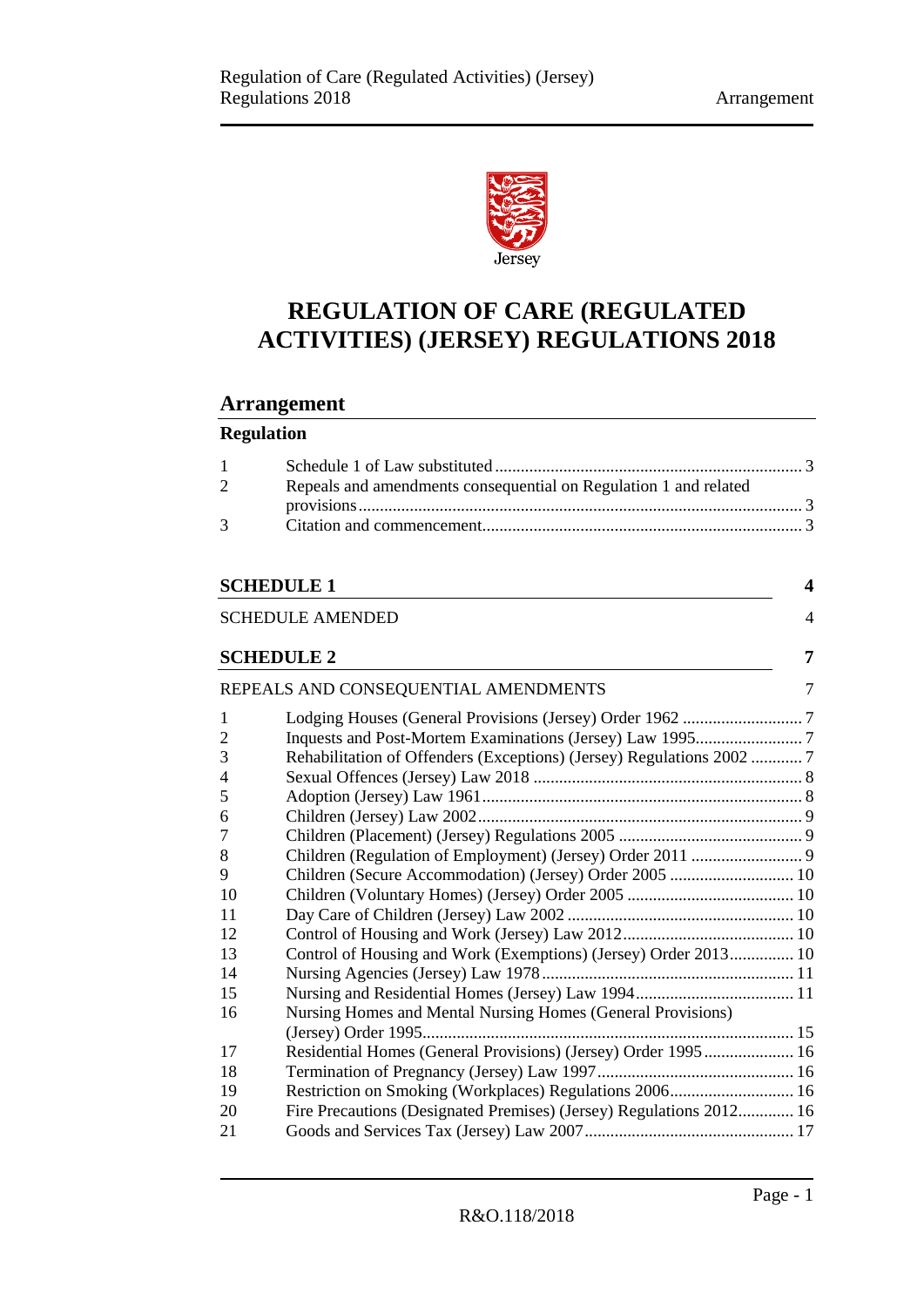# REGULATION OF CARE (REGULATED ACTIVITIES) (JERSEY) REGULATIONS 2018

## Arrangement

### Regulation

| | | |
|---|---|---|
| 1 | Schedule 1 of Law substituted | 3 |
| 2 | Repeals and amendments consequential on Regulation 1 and related provisions | 3 |
| 3 | Citation and commencement | 3 |

**SCHEDULE 1** 4

SCHEDULE AMENDED 4

**SCHEDULE 2** 7

REPEALS AND CONSEQUENTIAL AMENDMENTS 7

| | | |
|---|---|---|
| 1 | Lodging Houses (General Provisions) (Jersey) Order 1962 | 7 |
| 2 | Inquests and Post-Mortem Examinations (Jersey) Law 1995 | 7 |
| 3 | Rehabilitation of Offenders (Exceptions) (Jersey) Regulations 2002 | 7 |
| 4 | Sexual Offences (Jersey) Law 2018 | 8 |
| 5 | Adoption (Jersey) Law 1961 | 8 |
| 6 | Children (Jersey) Law 2002 | 9 |
| 7 | Children (Placement) (Jersey) Regulations 2005 | 9 |
| 8 | Children (Regulation of Employment) (Jersey) Order 2011 | 9 |
| 9 | Children (Secure Accommodation) (Jersey) Order 2005 | 10 |
| 10 | Children (Voluntary Homes) (Jersey) Order 2005 | 10 |
| 11 | Day Care of Children (Jersey) Law 2002 | 10 |
| 12 | Control of Housing and Work (Jersey) Law 2012 | 10 |
| 13 | Control of Housing and Work (Exemptions) (Jersey) Order 2013 | 10 |
| 14 | Nursing Agencies (Jersey) Law 1978 | 11 |
| 15 | Nursing and Residential Homes (Jersey) Law 1994 | 11 |
| 16 | Nursing Homes and Mental Nursing Homes (General Provisions) (Jersey) Order 1995 | 15 |
| 17 | Residential Homes (General Provisions) (Jersey) Order 1995 | 16 |
| 18 | Termination of Pregnancy (Jersey) Law 1997 | 16 |
| 19 | Restriction on Smoking (Workplaces) Regulations 2006 | 16 |
| 20 | Fire Precautions (Designated Premises) (Jersey) Regulations 2012 | 16 |
| 21 | Goods and Services Tax (Jersey) Law 2007 | 17 |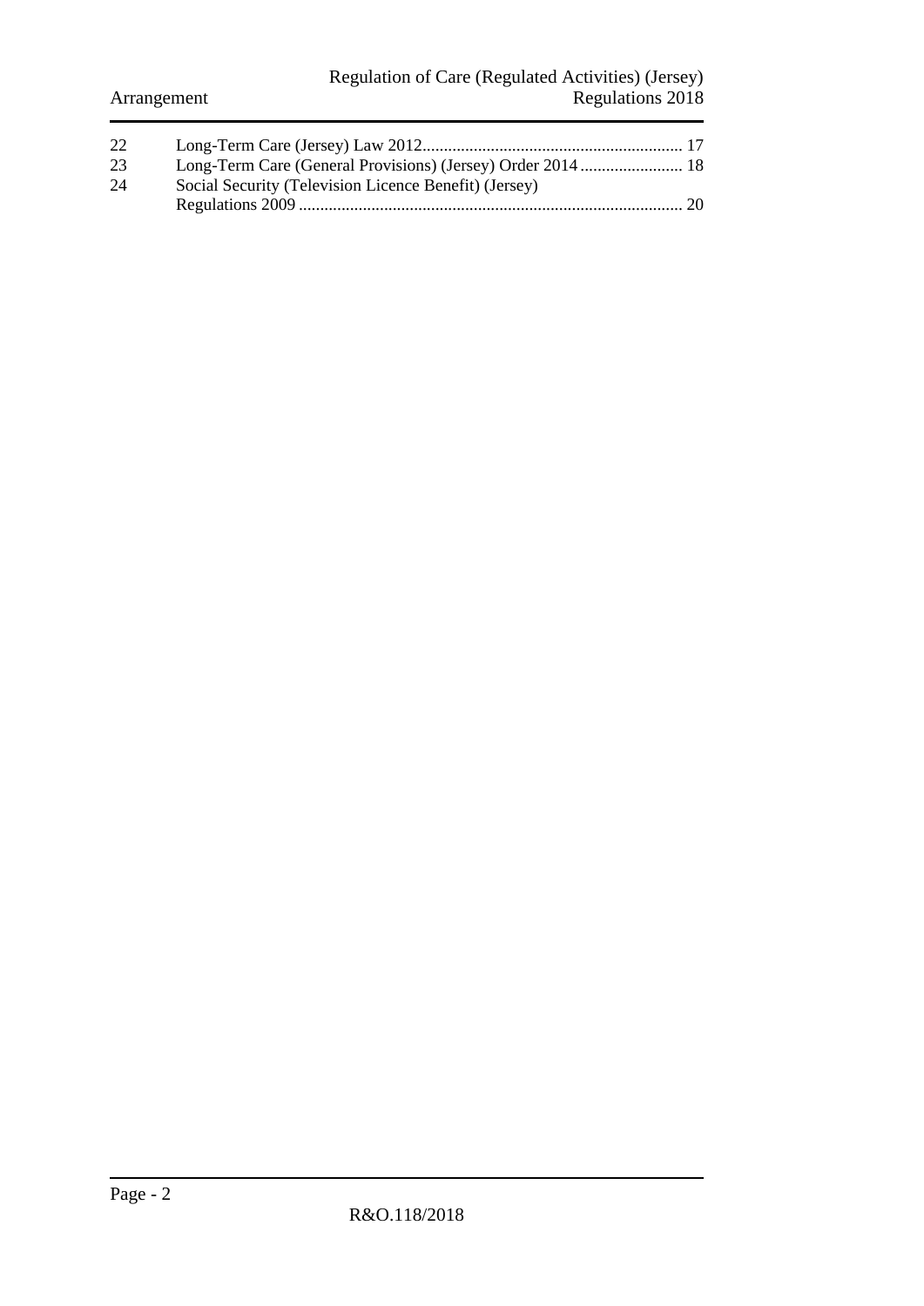| | | |
|---|---|---|
| 22 | Long-Term Care (Jersey) Law 2012 | 17 |
| 23 | Long-Term Care (General Provisions) (Jersey) Order 2014 | 18 |
| 24 | Social Security (Television Licence Benefit) (Jersey) Regulations 2009 | 20 |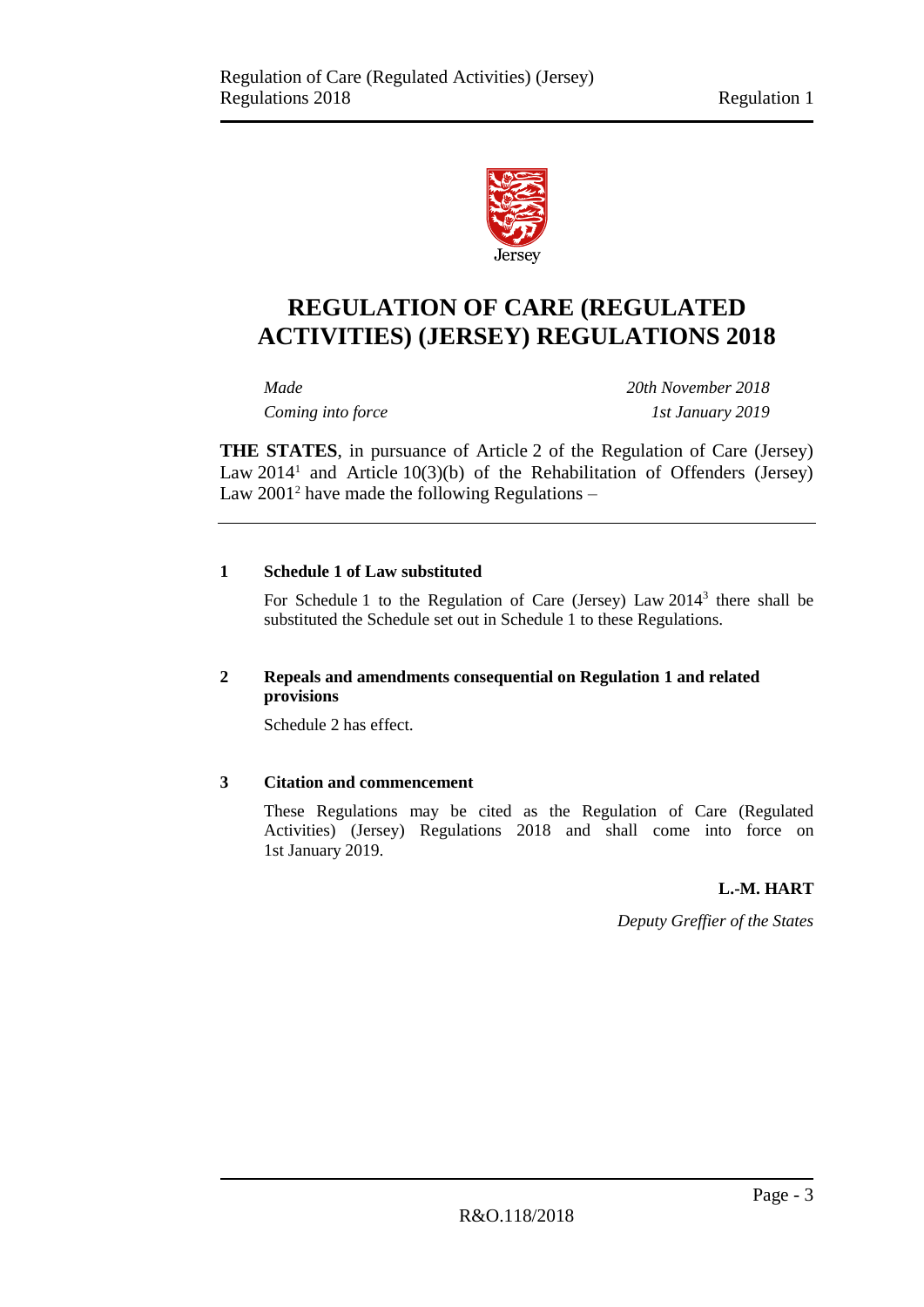Jersey

# REGULATION OF CARE (REGULATED ACTIVITIES) (JERSEY) REGULATIONS 2018

| | |
|---|---|
| *Made* | *20th November 2018* |
| *Coming into force* | *1st January 2019* |

**THE STATES**, in pursuance of Article 2 of the Regulation of Care (Jersey) Law 2014[1] and Article 10(3)(b) of the Rehabilitation of Offenders (Jersey) Law 2001[2] have made the following Regulations –

---

### 1 Schedule 1 of Law substituted

For Schedule 1 to the Regulation of Care (Jersey) Law 2014[3] there shall be substituted the Schedule set out in Schedule 1 to these Regulations.

### 2 Repeals and amendments consequential on Regulation 1 and related provisions

Schedule 2 has effect.

### 3 Citation and commencement

These Regulations may be cited as the Regulation of Care (Regulated Activities) (Jersey) Regulations 2018 and shall come into force on 1st January 2019.

**L.-M. HART**

*Deputy Greffier of the States*

R&O.118/2018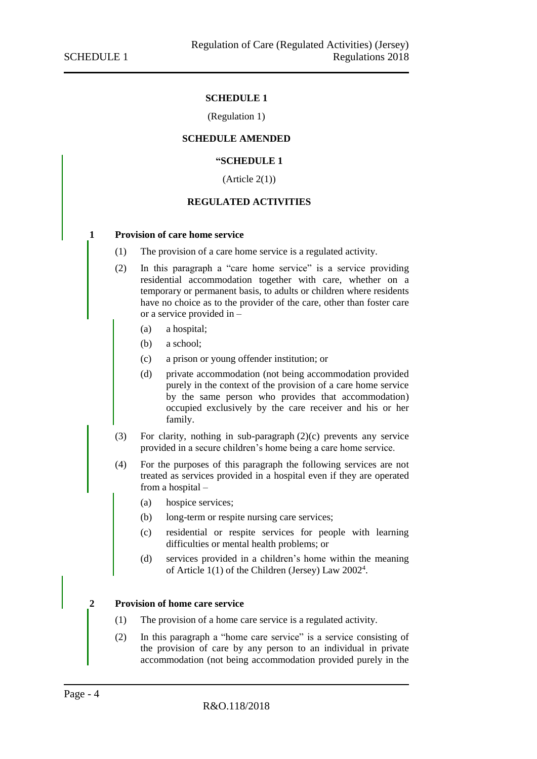**SCHEDULE 1**

(Regulation 1)

**SCHEDULE AMENDED**

**"SCHEDULE 1**

(Article 2(1))

**REGULATED ACTIVITIES**

**1 Provision of care home service**

(1) The provision of a care home service is a regulated activity.

(2) In this paragraph a "care home service" is a service providing residential accommodation together with care, whether on a temporary or permanent basis, to adults or children where residents have no choice as to the provider of the care, other than foster care or a service provided in –

- (a) a hospital;
- (b) a school;
- (c) a prison or young offender institution; or
- (d) private accommodation (not being accommodation provided purely in the context of the provision of a care home service by the same person who provides that accommodation) occupied exclusively by the care receiver and his or her family.

(3) For clarity, nothing in sub-paragraph (2)(c) prevents any service provided in a secure children's home being a care home service.

(4) For the purposes of this paragraph the following services are not treated as services provided in a hospital even if they are operated from a hospital –

- (a) hospice services;
- (b) long-term or respite nursing care services;
- (c) residential or respite services for people with learning difficulties or mental health problems; or
- (d) services provided in a children's home within the meaning of Article 1(1) of the Children (Jersey) Law 2002[4].

**2 Provision of home care service**

(1) The provision of a home care service is a regulated activity.

(2) In this paragraph a "home care service" is a service consisting of the provision of care by any person to an individual in private accommodation (not being accommodation provided purely in the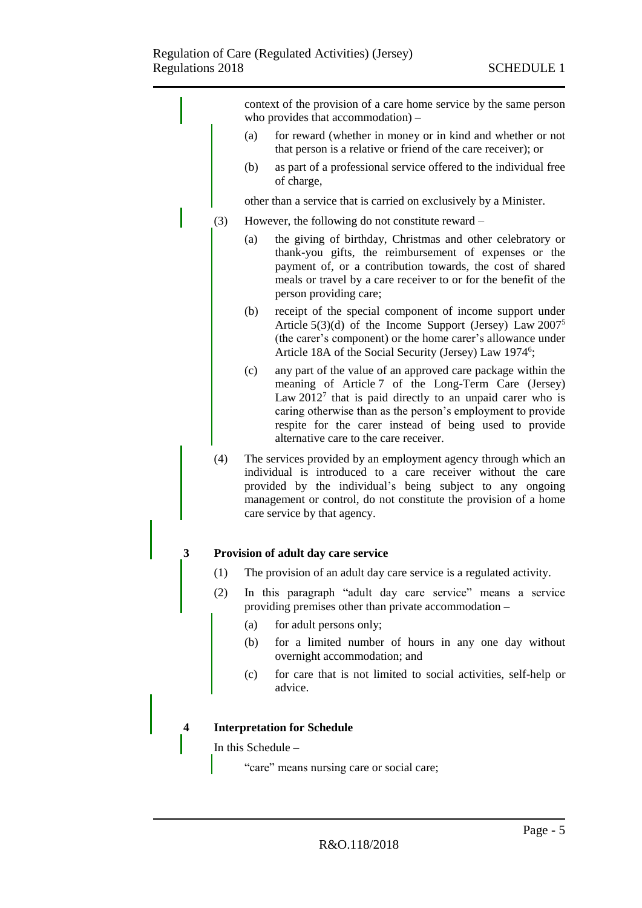context of the provision of a care home service by the same person who provides that accommodation) –

(a) for reward (whether in money or in kind and whether or not that person is a relative or friend of the care receiver); or

(b) as part of a professional service offered to the individual free of charge,

other than a service that is carried on exclusively by a Minister.

(3) However, the following do not constitute reward –

(a) the giving of birthday, Christmas and other celebratory or thank-you gifts, the reimbursement of expenses or the payment of, or a contribution towards, the cost of shared meals or travel by a care receiver to or for the benefit of the person providing care;

(b) receipt of the special component of income support under Article 5(3)(d) of the Income Support (Jersey) Law 2007[5] (the carer's component) or the home carer's allowance under Article 18A of the Social Security (Jersey) Law 1974[6];

(c) any part of the value of an approved care package within the meaning of Article 7 of the Long-Term Care (Jersey) Law 2012[7] that is paid directly to an unpaid carer who is caring otherwise than as the person's employment to provide respite for the carer instead of being used to provide alternative care to the care receiver.

(4) The services provided by an employment agency through which an individual is introduced to a care receiver without the care provided by the individual's being subject to any ongoing management or control, do not constitute the provision of a home care service by that agency.

**3 Provision of adult day care service**

(1) The provision of an adult day care service is a regulated activity.

(2) In this paragraph "adult day care service" means a service providing premises other than private accommodation –

(a) for adult persons only;

(b) for a limited number of hours in any one day without overnight accommodation; and

(c) for care that is not limited to social activities, self-help or advice.

**4 Interpretation for Schedule**

In this Schedule –

"care" means nursing care or social care;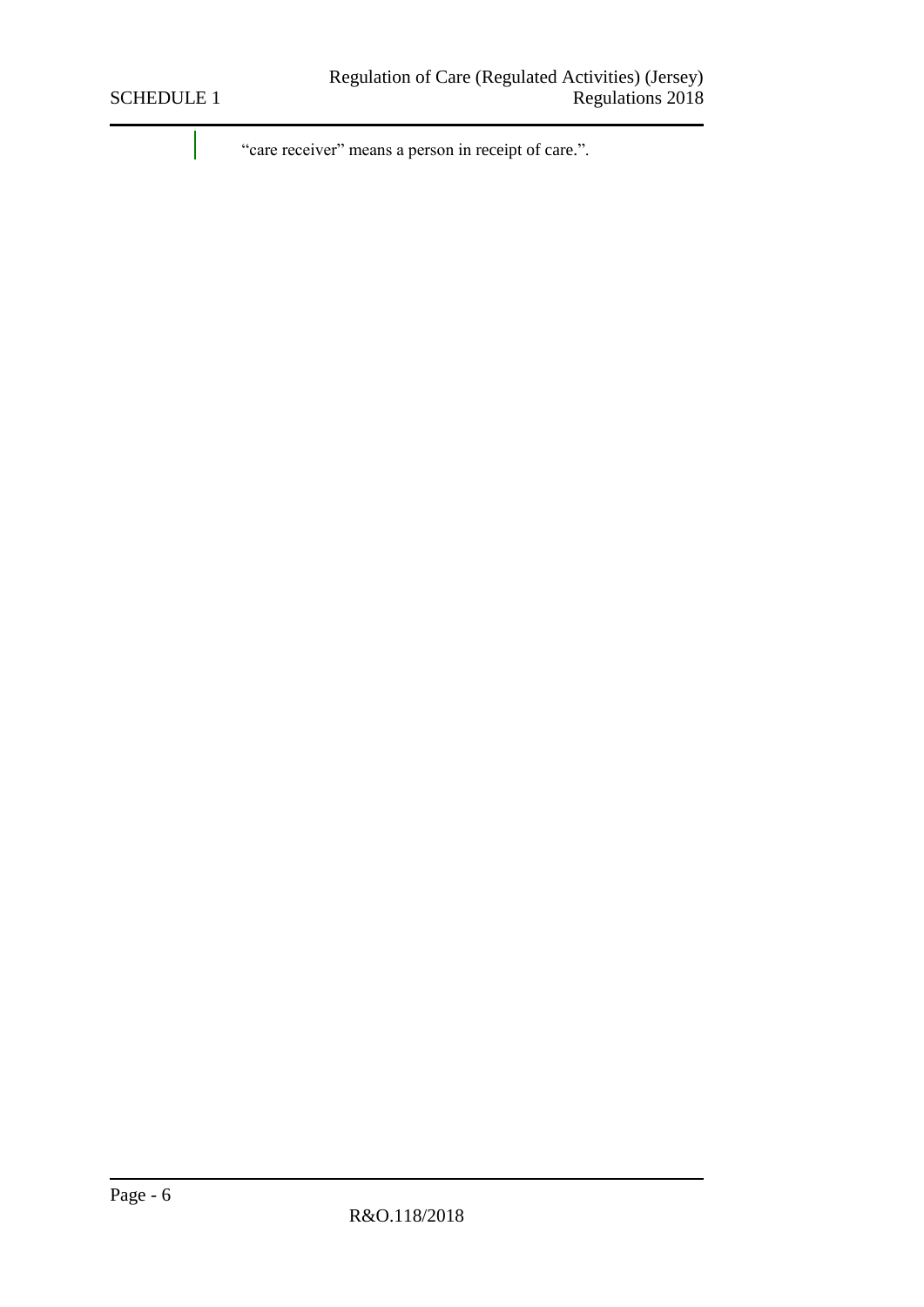"care receiver" means a person in receipt of care.".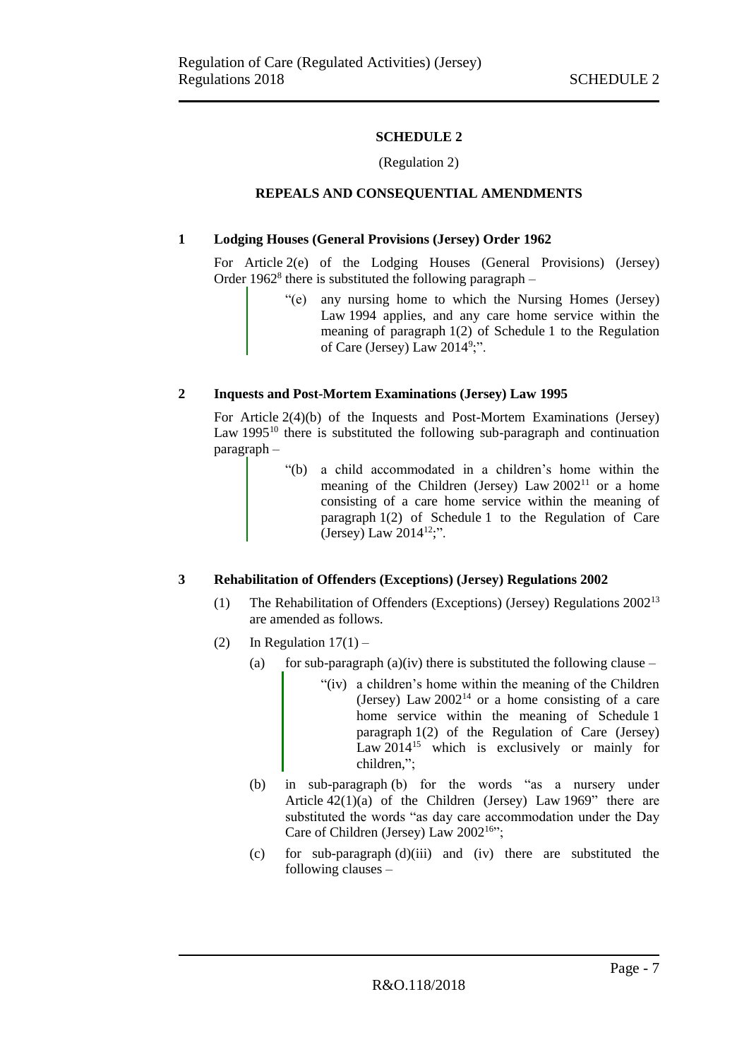# SCHEDULE 2

(Regulation 2)

## REPEALS AND CONSEQUENTIAL AMENDMENTS

### 1 Lodging Houses (General Provisions (Jersey) Order 1962

For Article 2(e) of the Lodging Houses (General Provisions) (Jersey) Order 1962[8] there is substituted the following paragraph –

> "(e) any nursing home to which the Nursing Homes (Jersey) Law 1994 applies, and any care home service within the meaning of paragraph 1(2) of Schedule 1 to the Regulation of Care (Jersey) Law 2014[9];".

### 2 Inquests and Post-Mortem Examinations (Jersey) Law 1995

For Article 2(4)(b) of the Inquests and Post-Mortem Examinations (Jersey) Law 1995[10] there is substituted the following sub-paragraph and continuation paragraph –

> "(b) a child accommodated in a children's home within the meaning of the Children (Jersey) Law 2002[11] or a home consisting of a care home service within the meaning of paragraph 1(2) of Schedule 1 to the Regulation of Care (Jersey) Law 2014[12];".

### 3 Rehabilitation of Offenders (Exceptions) (Jersey) Regulations 2002

(1) The Rehabilitation of Offenders (Exceptions) (Jersey) Regulations 2002[13] are amended as follows.

(2) In Regulation 17(1) –

(a) for sub-paragraph (a)(iv) there is substituted the following clause –

> "(iv) a children's home within the meaning of the Children (Jersey) Law 2002[14] or a home consisting of a care home service within the meaning of Schedule 1 paragraph 1(2) of the Regulation of Care (Jersey) Law 2014[15] which is exclusively or mainly for children,";

(b) in sub-paragraph (b) for the words "as a nursery under Article 42(1)(a) of the Children (Jersey) Law 1969" there are substituted the words "as day care accommodation under the Day Care of Children (Jersey) Law 2002[16]";

(c) for sub-paragraph (d)(iii) and (iv) there are substituted the following clauses –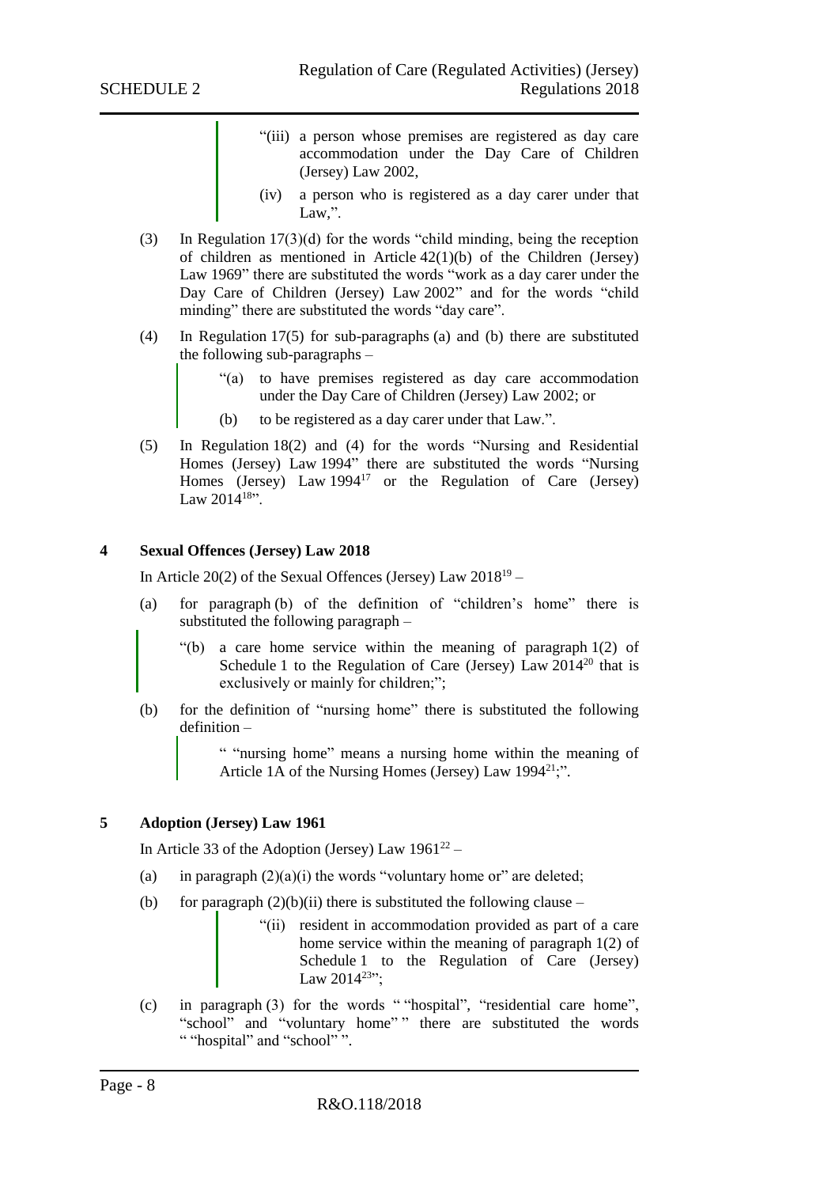"(iii) a person whose premises are registered as day care accommodation under the Day Care of Children (Jersey) Law 2002,

(iv) a person who is registered as a day carer under that Law,".

(3) In Regulation 17(3)(d) for the words "child minding, being the reception of children as mentioned in Article 42(1)(b) of the Children (Jersey) Law 1969" there are substituted the words "work as a day carer under the Day Care of Children (Jersey) Law 2002" and for the words "child minding" there are substituted the words "day care".

(4) In Regulation 17(5) for sub-paragraphs (a) and (b) there are substituted the following sub-paragraphs –

"(a) to have premises registered as day care accommodation under the Day Care of Children (Jersey) Law 2002; or

(b) to be registered as a day carer under that Law.".

(5) In Regulation 18(2) and (4) for the words "Nursing and Residential Homes (Jersey) Law 1994" there are substituted the words "Nursing Homes (Jersey) Law 1994[17] or the Regulation of Care (Jersey) Law 2014[18]".

## 4 Sexual Offences (Jersey) Law 2018

In Article 20(2) of the Sexual Offences (Jersey) Law 2018[19] –

(a) for paragraph (b) of the definition of "children's home" there is substituted the following paragraph –

"(b) a care home service within the meaning of paragraph 1(2) of Schedule 1 to the Regulation of Care (Jersey) Law 2014[20] that is exclusively or mainly for children;";

(b) for the definition of "nursing home" there is substituted the following definition –

" "nursing home" means a nursing home within the meaning of Article 1A of the Nursing Homes (Jersey) Law 1994[21];".

## 5 Adoption (Jersey) Law 1961

In Article 33 of the Adoption (Jersey) Law 1961[22] –

(a) in paragraph (2)(a)(i) the words "voluntary home or" are deleted;

(b) for paragraph (2)(b)(ii) there is substituted the following clause –

"(ii) resident in accommodation provided as part of a care home service within the meaning of paragraph 1(2) of Schedule 1 to the Regulation of Care (Jersey) Law 2014[23]";

(c) in paragraph (3) for the words " "hospital", "residential care home", "school" and "voluntary home" " there are substituted the words " "hospital" and "school" ".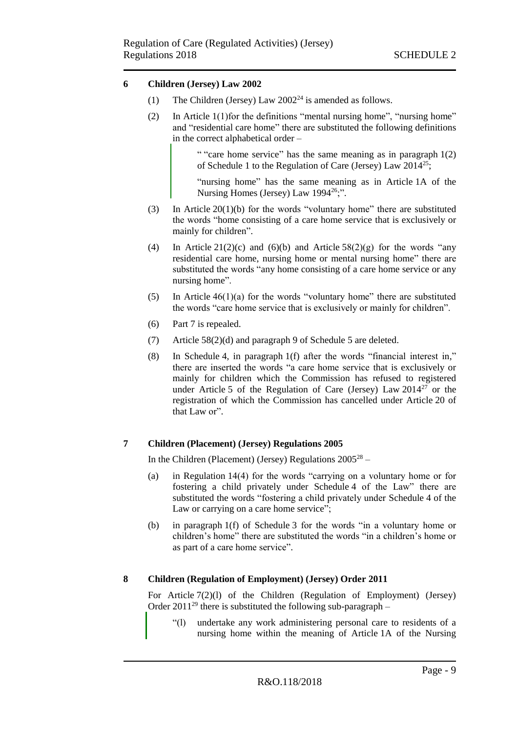## 6 Children (Jersey) Law 2002

(1) The Children (Jersey) Law 2002[24] is amended as follows.

(2) In Article 1(1)for the definitions "mental nursing home", "nursing home" and "residential care home" there are substituted the following definitions in the correct alphabetical order –

> " "care home service" has the same meaning as in paragraph 1(2) of Schedule 1 to the Regulation of Care (Jersey) Law 2014[25];
>
> "nursing home" has the same meaning as in Article 1A of the Nursing Homes (Jersey) Law 1994[26];".

(3) In Article 20(1)(b) for the words "voluntary home" there are substituted the words "home consisting of a care home service that is exclusively or mainly for children".

(4) In Article 21(2)(c) and (6)(b) and Article 58(2)(g) for the words "any residential care home, nursing home or mental nursing home" there are substituted the words "any home consisting of a care home service or any nursing home".

(5) In Article 46(1)(a) for the words "voluntary home" there are substituted the words "care home service that is exclusively or mainly for children".

(6) Part 7 is repealed.

(7) Article 58(2)(d) and paragraph 9 of Schedule 5 are deleted.

(8) In Schedule 4, in paragraph 1(f) after the words "financial interest in," there are inserted the words "a care home service that is exclusively or mainly for children which the Commission has refused to registered under Article 5 of the Regulation of Care (Jersey) Law 2014[27] or the registration of which the Commission has cancelled under Article 20 of that Law or".

## 7 Children (Placement) (Jersey) Regulations 2005

In the Children (Placement) (Jersey) Regulations 2005[28] –

(a) in Regulation 14(4) for the words "carrying on a voluntary home or for fostering a child privately under Schedule 4 of the Law" there are substituted the words "fostering a child privately under Schedule 4 of the Law or carrying on a care home service";

(b) in paragraph 1(f) of Schedule 3 for the words "in a voluntary home or children's home" there are substituted the words "in a children's home or as part of a care home service".

## 8 Children (Regulation of Employment) (Jersey) Order 2011

For Article 7(2)(l) of the Children (Regulation of Employment) (Jersey) Order 2011[29] there is substituted the following sub-paragraph –

> "(l) undertake any work administering personal care to residents of a nursing home within the meaning of Article 1A of the Nursing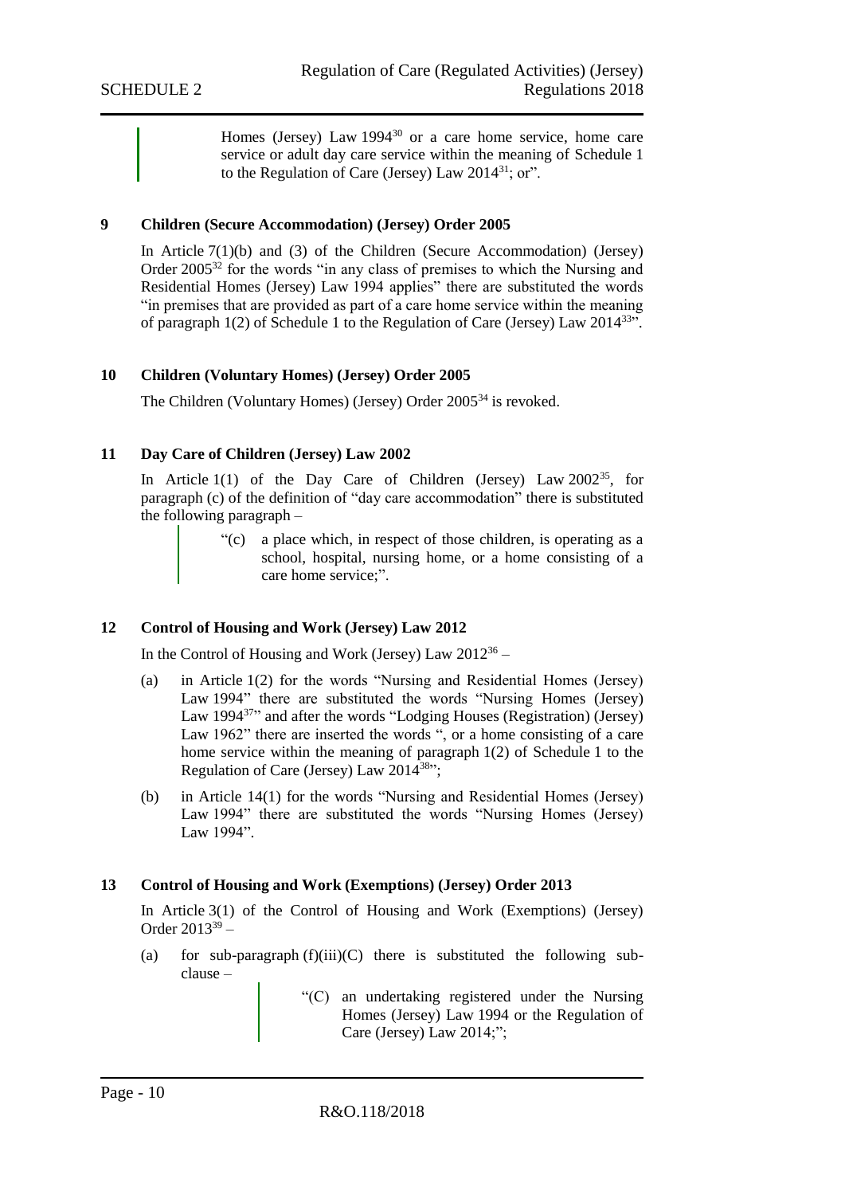Homes (Jersey) Law 1994[30] or a care home service, home care service or adult day care service within the meaning of Schedule 1 to the Regulation of Care (Jersey) Law 2014[31]; or".

**9 Children (Secure Accommodation) (Jersey) Order 2005**

In Article 7(1)(b) and (3) of the Children (Secure Accommodation) (Jersey) Order 2005[32] for the words "in any class of premises to which the Nursing and Residential Homes (Jersey) Law 1994 applies" there are substituted the words "in premises that are provided as part of a care home service within the meaning of paragraph 1(2) of Schedule 1 to the Regulation of Care (Jersey) Law 2014[33]".

**10 Children (Voluntary Homes) (Jersey) Order 2005**

The Children (Voluntary Homes) (Jersey) Order 2005[34] is revoked.

**11 Day Care of Children (Jersey) Law 2002**

In Article 1(1) of the Day Care of Children (Jersey) Law 2002[35], for paragraph (c) of the definition of "day care accommodation" there is substituted the following paragraph –

> "(c) a place which, in respect of those children, is operating as a school, hospital, nursing home, or a home consisting of a care home service;".

**12 Control of Housing and Work (Jersey) Law 2012**

In the Control of Housing and Work (Jersey) Law 2012[36] –

(a) in Article 1(2) for the words "Nursing and Residential Homes (Jersey) Law 1994" there are substituted the words "Nursing Homes (Jersey) Law 1994[37]" and after the words "Lodging Houses (Registration) (Jersey) Law 1962" there are inserted the words ", or a home consisting of a care home service within the meaning of paragraph 1(2) of Schedule 1 to the Regulation of Care (Jersey) Law 2014[38]";

(b) in Article 14(1) for the words "Nursing and Residential Homes (Jersey) Law 1994" there are substituted the words "Nursing Homes (Jersey) Law 1994".

**13 Control of Housing and Work (Exemptions) (Jersey) Order 2013**

In Article 3(1) of the Control of Housing and Work (Exemptions) (Jersey) Order 2013[39] –

(a) for sub-paragraph (f)(iii)(C) there is substituted the following sub-clause –

> "(C) an undertaking registered under the Nursing Homes (Jersey) Law 1994 or the Regulation of Care (Jersey) Law 2014;";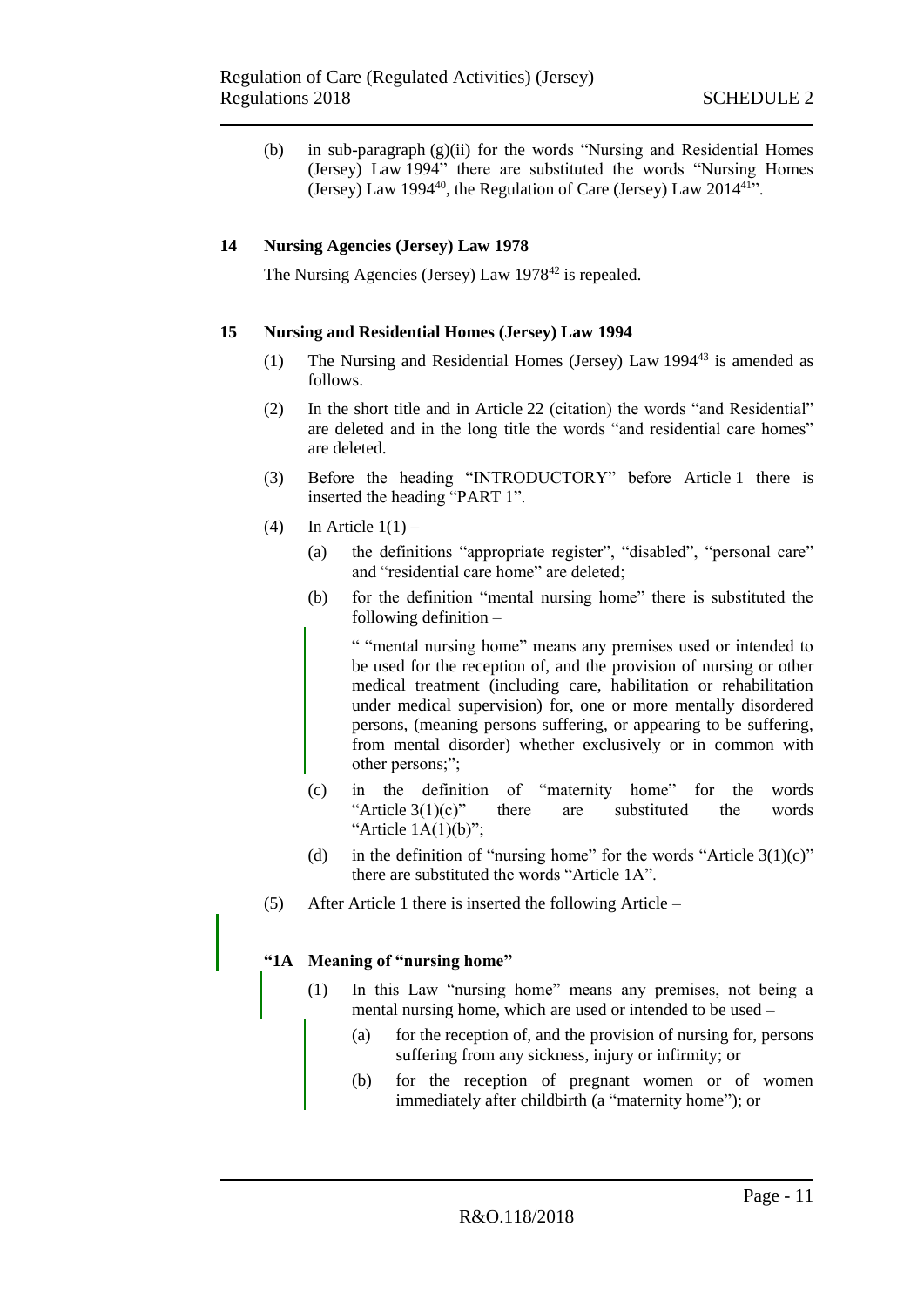(b) in sub-paragraph (g)(ii) for the words "Nursing and Residential Homes (Jersey) Law 1994" there are substituted the words "Nursing Homes (Jersey) Law 1994[40], the Regulation of Care (Jersey) Law 2014[41]".

**14 Nursing Agencies (Jersey) Law 1978**

The Nursing Agencies (Jersey) Law 1978[42] is repealed.

**15 Nursing and Residential Homes (Jersey) Law 1994**

(1) The Nursing and Residential Homes (Jersey) Law 1994[43] is amended as follows.

(2) In the short title and in Article 22 (citation) the words "and Residential" are deleted and in the long title the words "and residential care homes" are deleted.

(3) Before the heading "INTRODUCTORY" before Article 1 there is inserted the heading "PART 1".

(4) In Article 1(1) –

(a) the definitions "appropriate register", "disabled", "personal care" and "residential care home" are deleted;

(b) for the definition "mental nursing home" there is substituted the following definition –

" "mental nursing home" means any premises used or intended to be used for the reception of, and the provision of nursing or other medical treatment (including care, habilitation or rehabilitation under medical supervision) for, one or more mentally disordered persons, (meaning persons suffering, or appearing to be suffering, from mental disorder) whether exclusively or in common with other persons;";

(c) in the definition of "maternity home" for the words "Article 3(1)(c)" there are substituted the words "Article 1A(1)(b)";

(d) in the definition of "nursing home" for the words "Article 3(1)(c)" there are substituted the words "Article 1A".

(5) After Article 1 there is inserted the following Article –

**"1A Meaning of "nursing home"**

(1) In this Law "nursing home" means any premises, not being a mental nursing home, which are used or intended to be used –

(a) for the reception of, and the provision of nursing for, persons suffering from any sickness, injury or infirmity; or

(b) for the reception of pregnant women or of women immediately after childbirth (a "maternity home"); or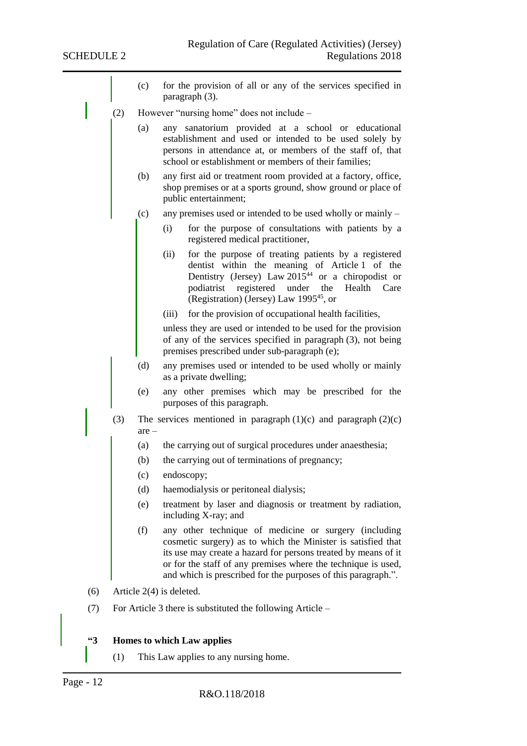(c) for the provision of all or any of the services specified in paragraph (3).

(2) However "nursing home" does not include –

(a) any sanatorium provided at a school or educational establishment and used or intended to be used solely by persons in attendance at, or members of the staff of, that school or establishment or members of their families;

(b) any first aid or treatment room provided at a factory, office, shop premises or at a sports ground, show ground or place of public entertainment;

(c) any premises used or intended to be used wholly or mainly –

(i) for the purpose of consultations with patients by a registered medical practitioner,

(ii) for the purpose of treating patients by a registered dentist within the meaning of Article 1 of the Dentistry (Jersey) Law 2015[44] or a chiropodist or podiatrist registered under the Health Care (Registration) (Jersey) Law 1995[45], or

(iii) for the provision of occupational health facilities,

unless they are used or intended to be used for the provision of any of the services specified in paragraph (3), not being premises prescribed under sub-paragraph (e);

(d) any premises used or intended to be used wholly or mainly as a private dwelling;

(e) any other premises which may be prescribed for the purposes of this paragraph.

(3) The services mentioned in paragraph (1)(c) and paragraph (2)(c) are –

(a) the carrying out of surgical procedures under anaesthesia;

(b) the carrying out of terminations of pregnancy;

(c) endoscopy;

(d) haemodialysis or peritoneal dialysis;

(e) treatment by laser and diagnosis or treatment by radiation, including X-ray; and

(f) any other technique of medicine or surgery (including cosmetic surgery) as to which the Minister is satisfied that its use may create a hazard for persons treated by means of it or for the staff of any premises where the technique is used, and which is prescribed for the purposes of this paragraph.".

(6) Article 2(4) is deleted.

(7) For Article 3 there is substituted the following Article –

**"3 Homes to which Law applies**

(1) This Law applies to any nursing home.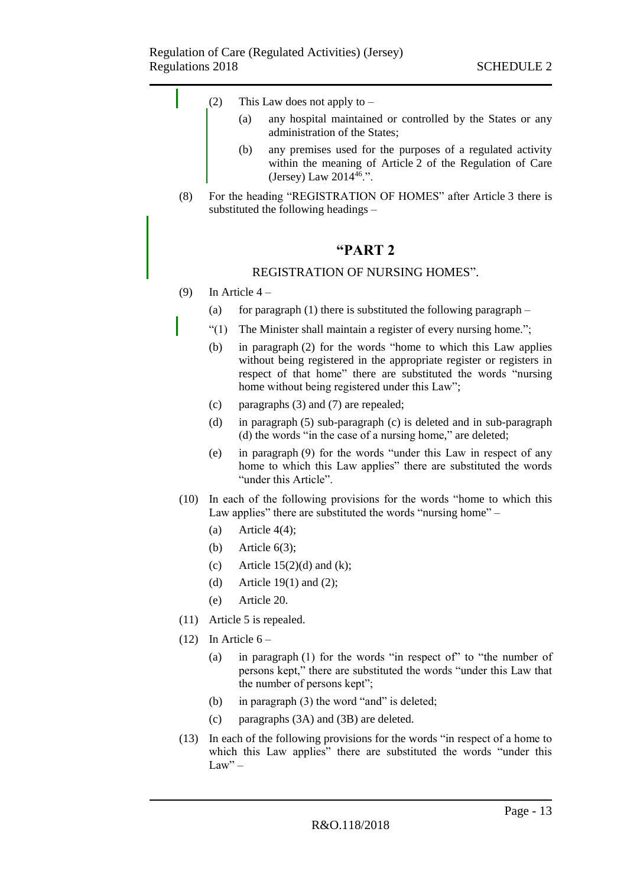(2) This Law does not apply to –

(a) any hospital maintained or controlled by the States or any administration of the States;

(b) any premises used for the purposes of a regulated activity within the meaning of Article 2 of the Regulation of Care (Jersey) Law 2014[46].".

(8) For the heading "REGISTRATION OF HOMES" after Article 3 there is substituted the following headings –

**"PART 2**

REGISTRATION OF NURSING HOMES".

(9) In Article 4 –

(a) for paragraph (1) there is substituted the following paragraph –

"(1) The Minister shall maintain a register of every nursing home.";

(b) in paragraph (2) for the words "home to which this Law applies without being registered in the appropriate register or registers in respect of that home" there are substituted the words "nursing home without being registered under this Law";

(c) paragraphs (3) and (7) are repealed;

(d) in paragraph (5) sub-paragraph (c) is deleted and in sub-paragraph (d) the words "in the case of a nursing home," are deleted;

(e) in paragraph (9) for the words "under this Law in respect of any home to which this Law applies" there are substituted the words "under this Article".

(10) In each of the following provisions for the words "home to which this Law applies" there are substituted the words "nursing home" –

(a) Article 4(4);

(b) Article 6(3);

(c) Article 15(2)(d) and (k);

(d) Article 19(1) and (2);

(e) Article 20.

(11) Article 5 is repealed.

(12) In Article 6 –

(a) in paragraph (1) for the words "in respect of" to "the number of persons kept," there are substituted the words "under this Law that the number of persons kept";

(b) in paragraph (3) the word "and" is deleted;

(c) paragraphs (3A) and (3B) are deleted.

(13) In each of the following provisions for the words "in respect of a home to which this Law applies" there are substituted the words "under this Law" –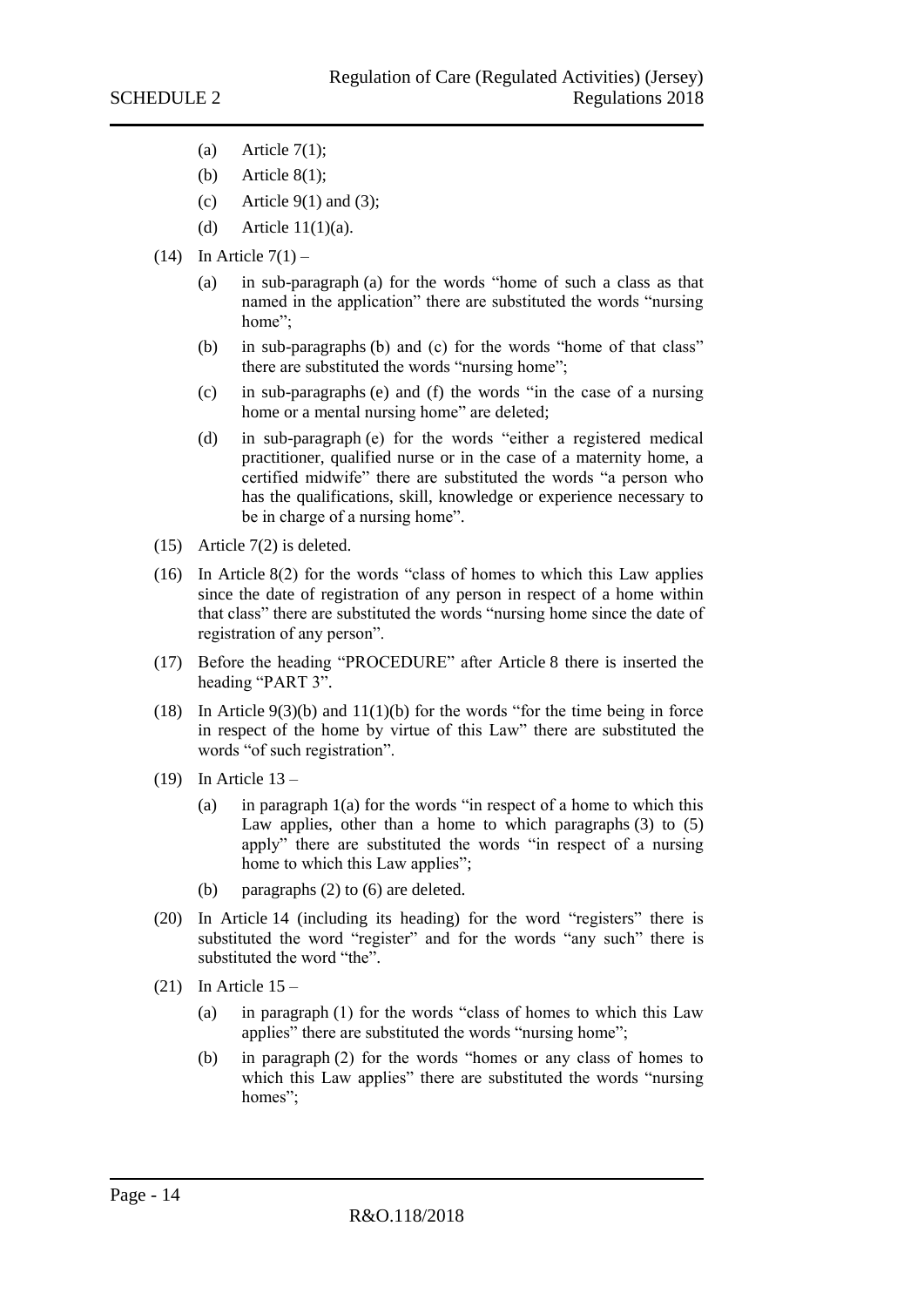(a) Article 7(1);

(b) Article 8(1);

(c) Article 9(1) and (3);

(d) Article 11(1)(a).

(14) In Article 7(1) –

(a) in sub-paragraph (a) for the words "home of such a class as that named in the application" there are substituted the words "nursing home";

(b) in sub-paragraphs (b) and (c) for the words "home of that class" there are substituted the words "nursing home";

(c) in sub-paragraphs (e) and (f) the words "in the case of a nursing home or a mental nursing home" are deleted;

(d) in sub-paragraph (e) for the words "either a registered medical practitioner, qualified nurse or in the case of a maternity home, a certified midwife" there are substituted the words "a person who has the qualifications, skill, knowledge or experience necessary to be in charge of a nursing home".

(15) Article 7(2) is deleted.

(16) In Article 8(2) for the words "class of homes to which this Law applies since the date of registration of any person in respect of a home within that class" there are substituted the words "nursing home since the date of registration of any person".

(17) Before the heading "PROCEDURE" after Article 8 there is inserted the heading "PART 3".

(18) In Article 9(3)(b) and 11(1)(b) for the words "for the time being in force in respect of the home by virtue of this Law" there are substituted the words "of such registration".

(19) In Article 13 –

(a) in paragraph 1(a) for the words "in respect of a home to which this Law applies, other than a home to which paragraphs (3) to (5) apply" there are substituted the words "in respect of a nursing home to which this Law applies";

(b) paragraphs (2) to (6) are deleted.

(20) In Article 14 (including its heading) for the word "registers" there is substituted the word "register" and for the words "any such" there is substituted the word "the".

(21) In Article 15 –

(a) in paragraph (1) for the words "class of homes to which this Law applies" there are substituted the words "nursing home";

(b) in paragraph (2) for the words "homes or any class of homes to which this Law applies" there are substituted the words "nursing homes";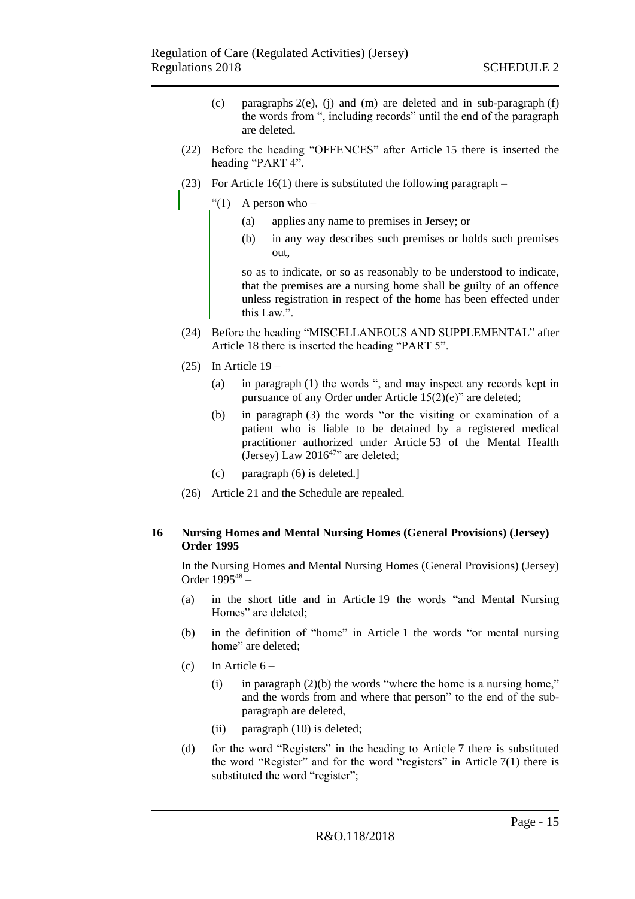(c) paragraphs 2(e), (j) and (m) are deleted and in sub-paragraph (f) the words from ", including records" until the end of the paragraph are deleted.

(22) Before the heading "OFFENCES" after Article 15 there is inserted the heading "PART 4".

(23) For Article 16(1) there is substituted the following paragraph –

"(1) A person who –

(a) applies any name to premises in Jersey; or

(b) in any way describes such premises or holds such premises out,

so as to indicate, or so as reasonably to be understood to indicate, that the premises are a nursing home shall be guilty of an offence unless registration in respect of the home has been effected under this Law.".

(24) Before the heading "MISCELLANEOUS AND SUPPLEMENTAL" after Article 18 there is inserted the heading "PART 5".

(25) In Article 19 –

(a) in paragraph (1) the words ", and may inspect any records kept in pursuance of any Order under Article 15(2)(e)" are deleted;

(b) in paragraph (3) the words "or the visiting or examination of a patient who is liable to be detained by a registered medical practitioner authorized under Article 53 of the Mental Health (Jersey) Law 2016[47]" are deleted;

(c) paragraph (6) is deleted.]

(26) Article 21 and the Schedule are repealed.

**16 Nursing Homes and Mental Nursing Homes (General Provisions) (Jersey) Order 1995**

In the Nursing Homes and Mental Nursing Homes (General Provisions) (Jersey) Order 1995[48] –

(a) in the short title and in Article 19 the words "and Mental Nursing Homes" are deleted;

(b) in the definition of "home" in Article 1 the words "or mental nursing home" are deleted;

(c) In Article 6 –

(i) in paragraph (2)(b) the words "where the home is a nursing home," and the words from and where that person" to the end of the sub-paragraph are deleted,

(ii) paragraph (10) is deleted;

(d) for the word "Registers" in the heading to Article 7 there is substituted the word "Register" and for the word "registers" in Article 7(1) there is substituted the word "register";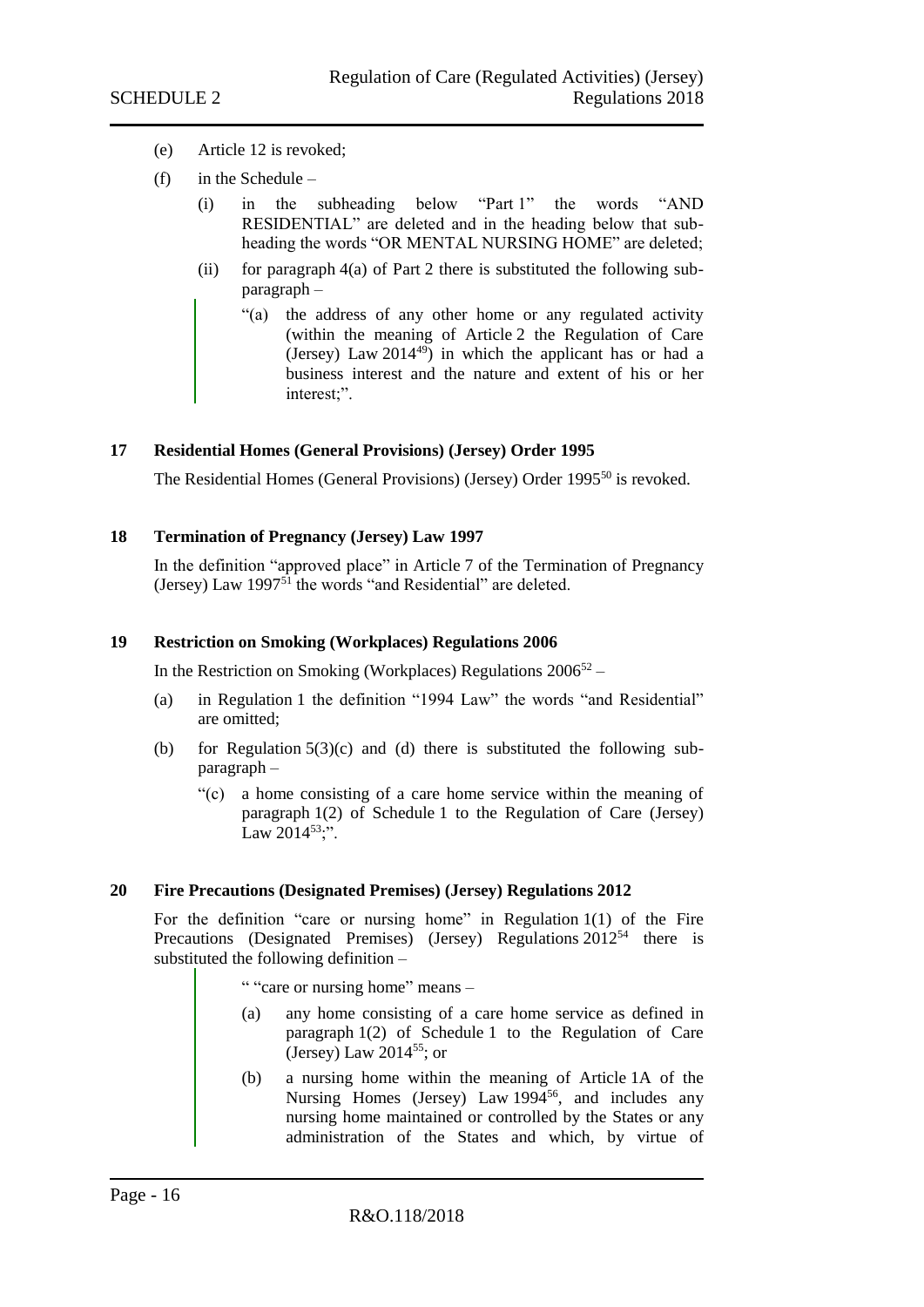(e) Article 12 is revoked;

(f) in the Schedule –

(i) in the subheading below "Part 1" the words "AND RESIDENTIAL" are deleted and in the heading below that sub-heading the words "OR MENTAL NURSING HOME" are deleted;

(ii) for paragraph 4(a) of Part 2 there is substituted the following sub-paragraph –

> "(a) the address of any other home or any regulated activity (within the meaning of Article 2 the Regulation of Care (Jersey) Law 2014[49]) in which the applicant has or had a business interest and the nature and extent of his or her interest;".

**17 Residential Homes (General Provisions) (Jersey) Order 1995**

The Residential Homes (General Provisions) (Jersey) Order 1995[50] is revoked.

**18 Termination of Pregnancy (Jersey) Law 1997**

In the definition "approved place" in Article 7 of the Termination of Pregnancy (Jersey) Law 1997[51] the words "and Residential" are deleted.

**19 Restriction on Smoking (Workplaces) Regulations 2006**

In the Restriction on Smoking (Workplaces) Regulations 2006[52] –

(a) in Regulation 1 the definition "1994 Law" the words "and Residential" are omitted;

(b) for Regulation 5(3)(c) and (d) there is substituted the following sub-paragraph –

"(c) a home consisting of a care home service within the meaning of paragraph 1(2) of Schedule 1 to the Regulation of Care (Jersey) Law 2014[53];".

**20 Fire Precautions (Designated Premises) (Jersey) Regulations 2012**

For the definition "care or nursing home" in Regulation 1(1) of the Fire Precautions (Designated Premises) (Jersey) Regulations 2012[54] there is substituted the following definition –

> " "care or nursing home" means –
>
> (a) any home consisting of a care home service as defined in paragraph 1(2) of Schedule 1 to the Regulation of Care (Jersey) Law 2014[55]; or
>
> (b) a nursing home within the meaning of Article 1A of the Nursing Homes (Jersey) Law 1994[56], and includes any nursing home maintained or controlled by the States or any administration of the States and which, by virtue of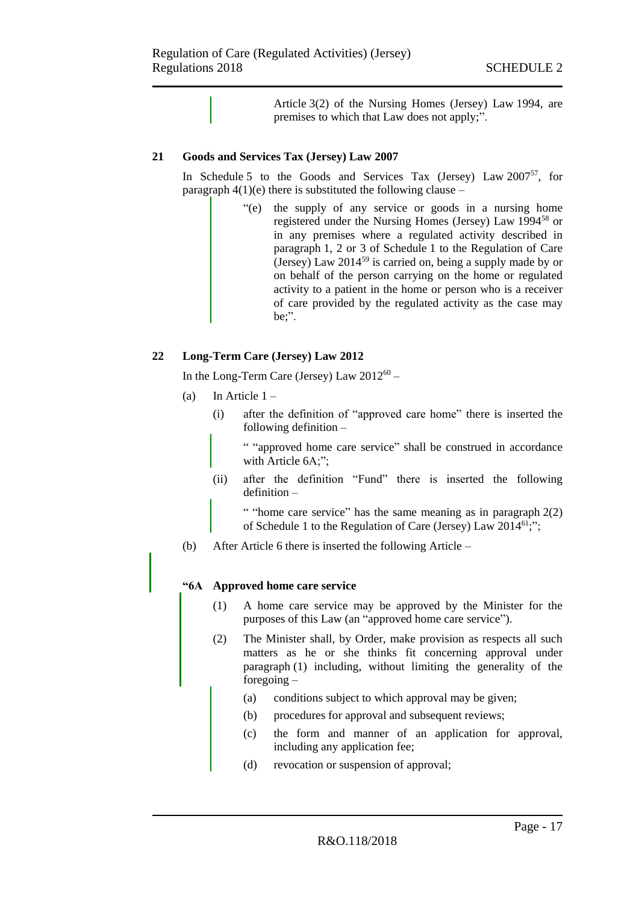Article 3(2) of the Nursing Homes (Jersey) Law 1994, are premises to which that Law does not apply;".

**21 Goods and Services Tax (Jersey) Law 2007**

In Schedule 5 to the Goods and Services Tax (Jersey) Law 2007[57], for paragraph 4(1)(e) there is substituted the following clause –

> "(e) the supply of any service or goods in a nursing home registered under the Nursing Homes (Jersey) Law 1994[58] or in any premises where a regulated activity described in paragraph 1, 2 or 3 of Schedule 1 to the Regulation of Care (Jersey) Law 2014[59] is carried on, being a supply made by or on behalf of the person carrying on the home or regulated activity to a patient in the home or person who is a receiver of care provided by the regulated activity as the case may be;".

**22 Long-Term Care (Jersey) Law 2012**

In the Long-Term Care (Jersey) Law 2012[60] –

(a) In Article 1 –

(i) after the definition of "approved care home" there is inserted the following definition –

> " "approved home care service" shall be construed in accordance with Article 6A;";

(ii) after the definition "Fund" there is inserted the following definition –

> " "home care service" has the same meaning as in paragraph 2(2) of Schedule 1 to the Regulation of Care (Jersey) Law 2014[61];";

(b) After Article 6 there is inserted the following Article –

> **"6A Approved home care service**
>
> (1) A home care service may be approved by the Minister for the purposes of this Law (an "approved home care service").
>
> (2) The Minister shall, by Order, make provision as respects all such matters as he or she thinks fit concerning approval under paragraph (1) including, without limiting the generality of the foregoing –
>
> (a) conditions subject to which approval may be given;
>
> (b) procedures for approval and subsequent reviews;
>
> (c) the form and manner of an application for approval, including any application fee;
>
> (d) revocation or suspension of approval;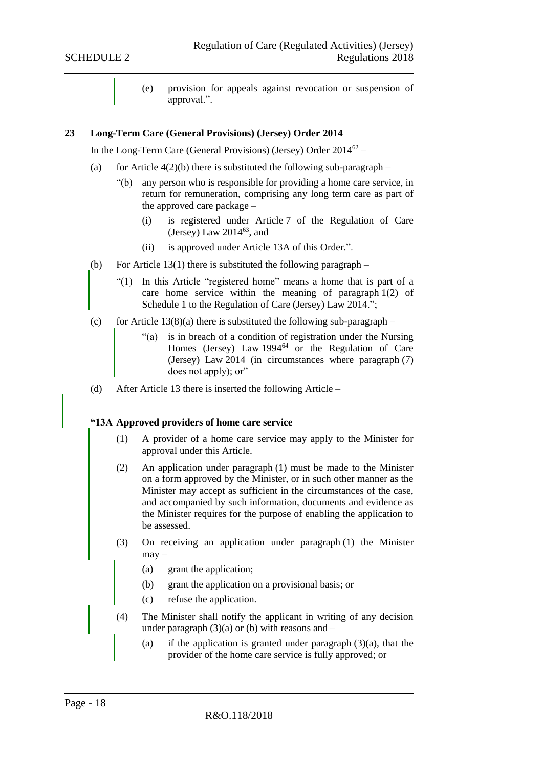(e) provision for appeals against revocation or suspension of approval.".

**23 Long-Term Care (General Provisions) (Jersey) Order 2014**

In the Long-Term Care (General Provisions) (Jersey) Order 2014[62] –

(a) for Article 4(2)(b) there is substituted the following sub-paragraph –

"(b) any person who is responsible for providing a home care service, in return for remuneration, comprising any long term care as part of the approved care package –

(i) is registered under Article 7 of the Regulation of Care (Jersey) Law 2014[63], and

(ii) is approved under Article 13A of this Order.".

(b) For Article 13(1) there is substituted the following paragraph –

"(1) In this Article "registered home" means a home that is part of a care home service within the meaning of paragraph 1(2) of Schedule 1 to the Regulation of Care (Jersey) Law 2014.";

(c) for Article 13(8)(a) there is substituted the following sub-paragraph –

"(a) is in breach of a condition of registration under the Nursing Homes (Jersey) Law 1994[64] or the Regulation of Care (Jersey) Law 2014 (in circumstances where paragraph (7) does not apply); or"

(d) After Article 13 there is inserted the following Article –

**"13A Approved providers of home care service**

(1) A provider of a home care service may apply to the Minister for approval under this Article.

(2) An application under paragraph (1) must be made to the Minister on a form approved by the Minister, or in such other manner as the Minister may accept as sufficient in the circumstances of the case, and accompanied by such information, documents and evidence as the Minister requires for the purpose of enabling the application to be assessed.

(3) On receiving an application under paragraph (1) the Minister may –

(a) grant the application;

(b) grant the application on a provisional basis; or

(c) refuse the application.

(4) The Minister shall notify the applicant in writing of any decision under paragraph (3)(a) or (b) with reasons and –

(a) if the application is granted under paragraph (3)(a), that the provider of the home care service is fully approved; or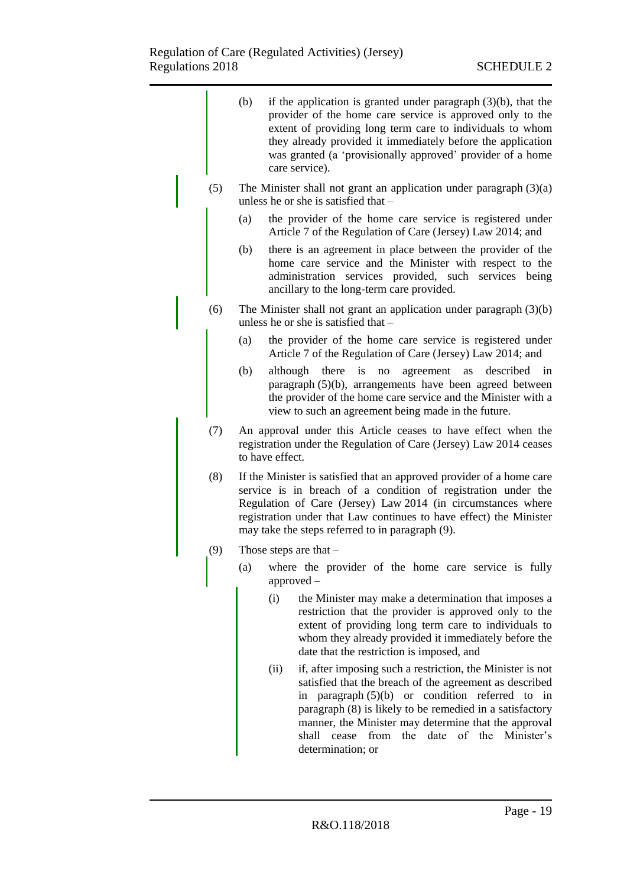(b) if the application is granted under paragraph (3)(b), that the provider of the home care service is approved only to the extent of providing long term care to individuals to whom they already provided it immediately before the application was granted (a 'provisionally approved' provider of a home care service).

(5) The Minister shall not grant an application under paragraph (3)(a) unless he or she is satisfied that –

(a) the provider of the home care service is registered under Article 7 of the Regulation of Care (Jersey) Law 2014; and

(b) there is an agreement in place between the provider of the home care service and the Minister with respect to the administration services provided, such services being ancillary to the long-term care provided.

(6) The Minister shall not grant an application under paragraph (3)(b) unless he or she is satisfied that –

(a) the provider of the home care service is registered under Article 7 of the Regulation of Care (Jersey) Law 2014; and

(b) although there is no agreement as described in paragraph (5)(b), arrangements have been agreed between the provider of the home care service and the Minister with a view to such an agreement being made in the future.

(7) An approval under this Article ceases to have effect when the registration under the Regulation of Care (Jersey) Law 2014 ceases to have effect.

(8) If the Minister is satisfied that an approved provider of a home care service is in breach of a condition of registration under the Regulation of Care (Jersey) Law 2014 (in circumstances where registration under that Law continues to have effect) the Minister may take the steps referred to in paragraph (9).

(9) Those steps are that –

(a) where the provider of the home care service is fully approved –

(i) the Minister may make a determination that imposes a restriction that the provider is approved only to the extent of providing long term care to individuals to whom they already provided it immediately before the date that the restriction is imposed, and

(ii) if, after imposing such a restriction, the Minister is not satisfied that the breach of the agreement as described in paragraph (5)(b) or condition referred to in paragraph (8) is likely to be remedied in a satisfactory manner, the Minister may determine that the approval shall cease from the date of the Minister's determination; or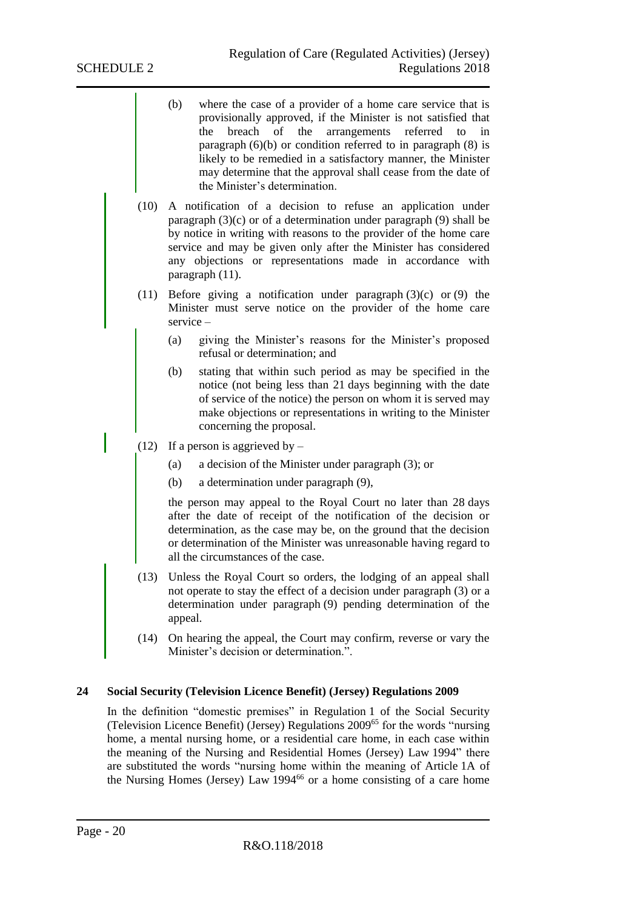(b) where the case of a provider of a home care service that is provisionally approved, if the Minister is not satisfied that the breach of the arrangements referred to in paragraph (6)(b) or condition referred to in paragraph (8) is likely to be remedied in a satisfactory manner, the Minister may determine that the approval shall cease from the date of the Minister's determination.

(10) A notification of a decision to refuse an application under paragraph (3)(c) or of a determination under paragraph (9) shall be by notice in writing with reasons to the provider of the home care service and may be given only after the Minister has considered any objections or representations made in accordance with paragraph (11).

(11) Before giving a notification under paragraph (3)(c) or (9) the Minister must serve notice on the provider of the home care service –

(a) giving the Minister's reasons for the Minister's proposed refusal or determination; and

(b) stating that within such period as may be specified in the notice (not being less than 21 days beginning with the date of service of the notice) the person on whom it is served may make objections or representations in writing to the Minister concerning the proposal.

(12) If a person is aggrieved by –

(a) a decision of the Minister under paragraph (3); or

(b) a determination under paragraph (9),

the person may appeal to the Royal Court no later than 28 days after the date of receipt of the notification of the decision or determination, as the case may be, on the ground that the decision or determination of the Minister was unreasonable having regard to all the circumstances of the case.

(13) Unless the Royal Court so orders, the lodging of an appeal shall not operate to stay the effect of a decision under paragraph (3) or a determination under paragraph (9) pending determination of the appeal.

(14) On hearing the appeal, the Court may confirm, reverse or vary the Minister's decision or determination.".

**24 Social Security (Television Licence Benefit) (Jersey) Regulations 2009**

In the definition "domestic premises" in Regulation 1 of the Social Security (Television Licence Benefit) (Jersey) Regulations 2009[65] for the words "nursing home, a mental nursing home, or a residential care home, in each case within the meaning of the Nursing and Residential Homes (Jersey) Law 1994" there are substituted the words "nursing home within the meaning of Article 1A of the Nursing Homes (Jersey) Law 1994[66] or a home consisting of a care home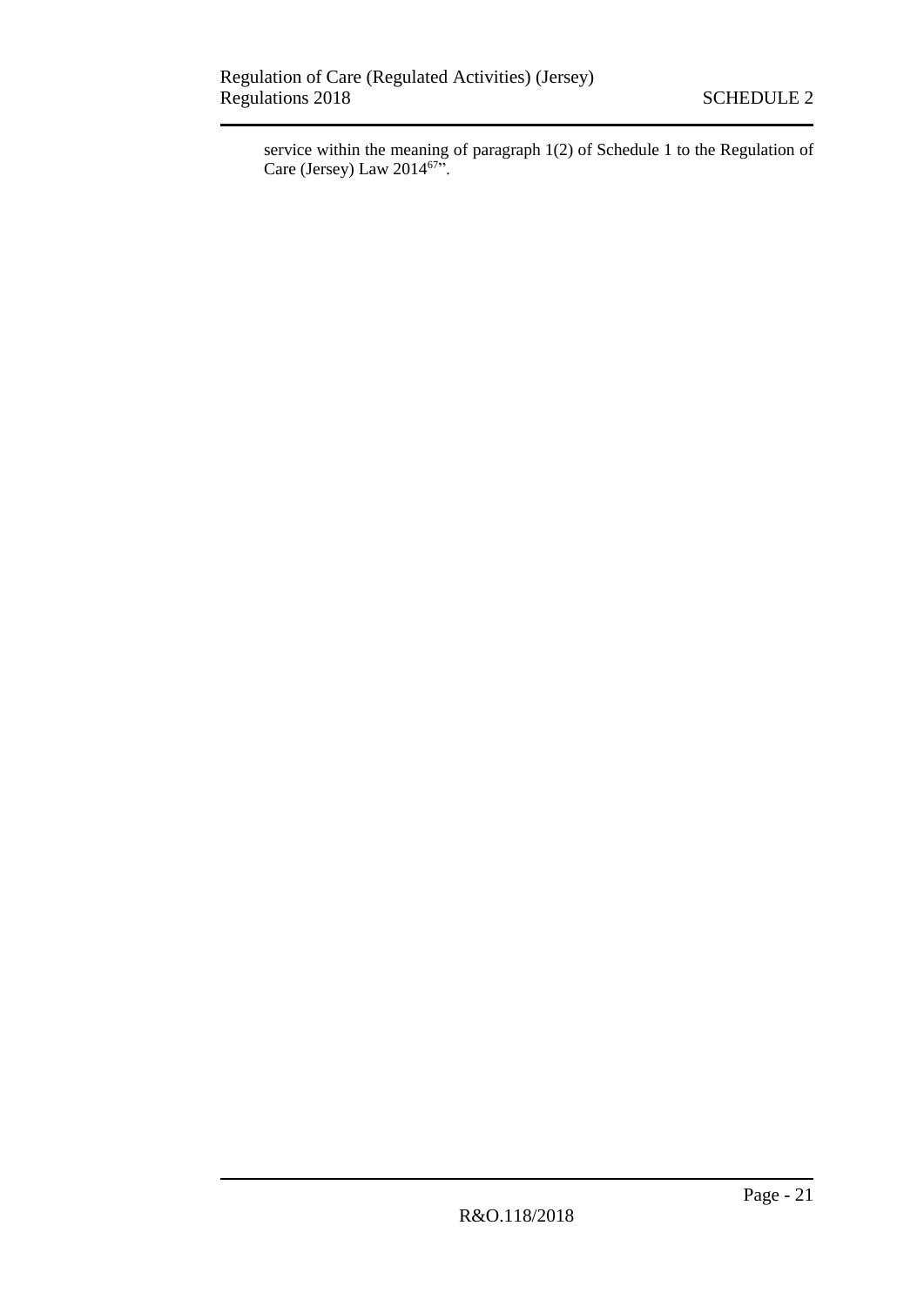service within the meaning of paragraph 1(2) of Schedule 1 to the Regulation of Care (Jersey) Law 2014[67]".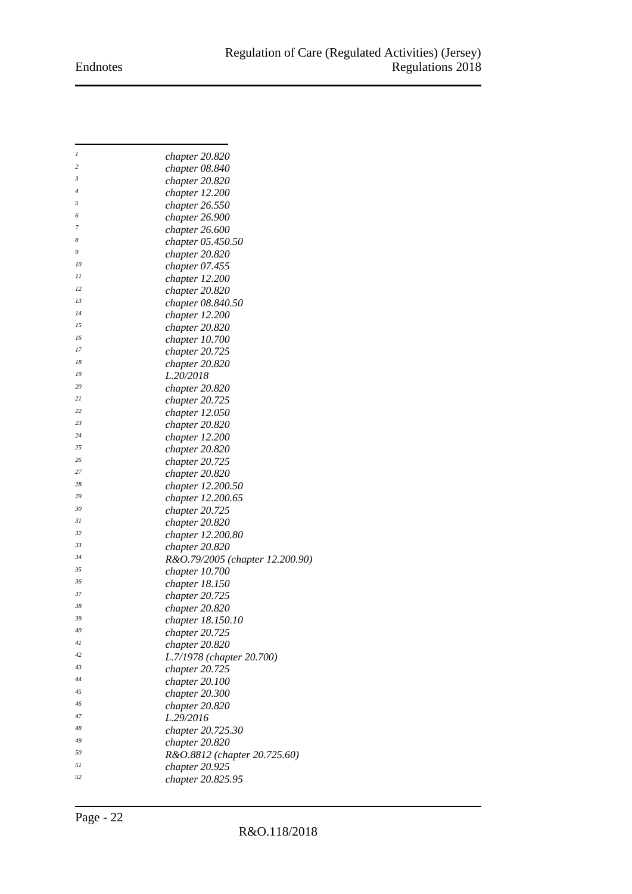[1] *chapter 20.820*
[2] *chapter 08.840*
[3] *chapter 20.820*
[4] *chapter 12.200*
[5] *chapter 26.550*
[6] *chapter 26.900*
[7] *chapter 26.600*
[8] *chapter 05.450.50*
[9] *chapter 20.820*
[10] *chapter 07.455*
[11] *chapter 12.200*
[12] *chapter 20.820*
[13] *chapter 08.840.50*
[14] *chapter 12.200*
[15] *chapter 20.820*
[16] *chapter 10.700*
[17] *chapter 20.725*
[18] *chapter 20.820*
[19] *L.20/2018*
[20] *chapter 20.820*
[21] *chapter 20.725*
[22] *chapter 12.050*
[23] *chapter 20.820*
[24] *chapter 12.200*
[25] *chapter 20.820*
[26] *chapter 20.725*
[27] *chapter 20.820*
[28] *chapter 12.200.50*
[29] *chapter 12.200.65*
[30] *chapter 20.725*
[31] *chapter 20.820*
[32] *chapter 12.200.80*
[33] *chapter 20.820*
[34] *R&O.79/2005 (chapter 12.200.90)*
[35] *chapter 10.700*
[36] *chapter 18.150*
[37] *chapter 20.725*
[38] *chapter 20.820*
[39] *chapter 18.150.10*
[40] *chapter 20.725*
[41] *chapter 20.820*
[42] *L.7/1978 (chapter 20.700)*
[43] *chapter 20.725*
[44] *chapter 20.100*
[45] *chapter 20.300*
[46] *chapter 20.820*
[47] *L.29/2016*
[48] *chapter 20.725.30*
[49] *chapter 20.820*
[50] *R&O.8812 (chapter 20.725.60)*
[51] *chapter 20.925*
[52] *chapter 20.825.95*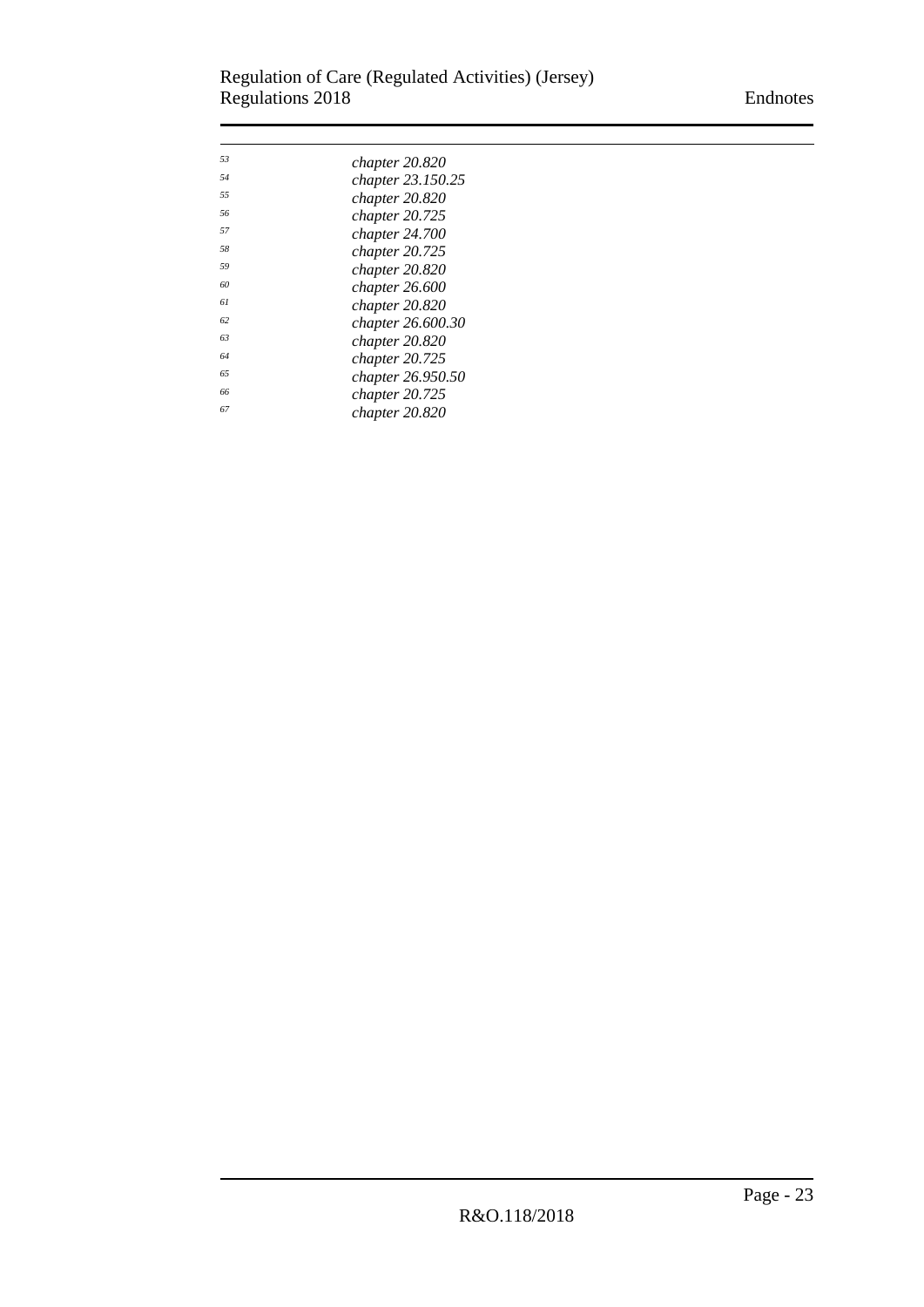[53] *chapter 20.820*
[54] *chapter 23.150.25*
[55] *chapter 20.820*
[56] *chapter 20.725*
[57] *chapter 24.700*
[58] *chapter 20.725*
[59] *chapter 20.820*
[60] *chapter 26.600*
[61] *chapter 20.820*
[62] *chapter 26.600.30*
[63] *chapter 20.820*
[64] *chapter 20.725*
[65] *chapter 26.950.50*
[66] *chapter 20.725*
[67] *chapter 20.820*